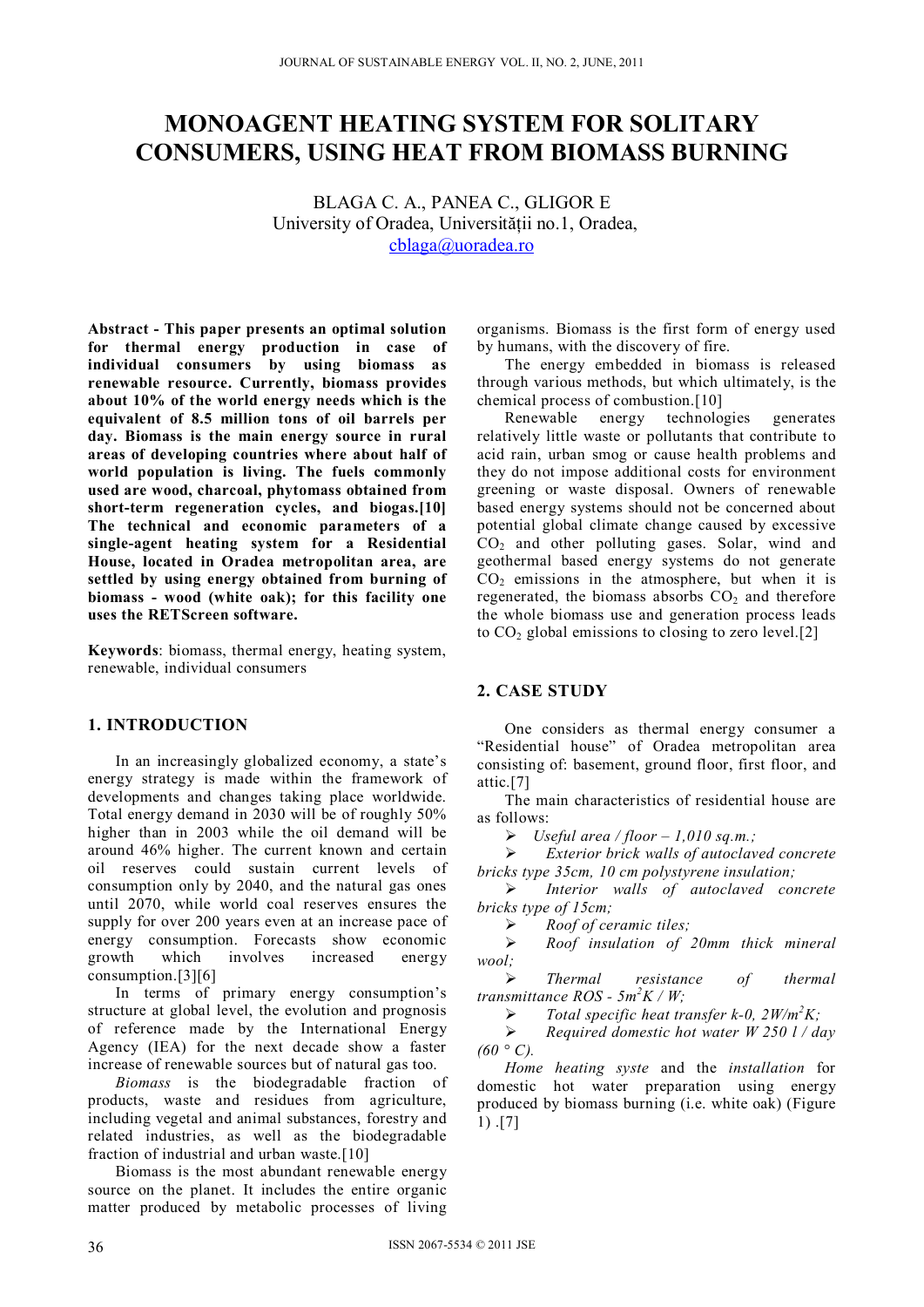# MONOAGENT HEATING SYSTEM FOR SOLITARY CONSUMERS, USING HEAT FROM BIOMASS BURNING

BLAGA C. A., PANEA C., GLIGOR E
University of Oradea, Universității no.1, Oradea,
cblaga@uoradea.ro

**Abstract - This paper presents an optimal solution for thermal energy production in case of individual consumers by using biomass as renewable resource. Currently, biomass provides about 10% of the world energy needs which is the equivalent of 8.5 million tons of oil barrels per day. Biomass is the main energy source in rural areas of developing countries where about half of world population is living. The fuels commonly used are wood, charcoal, phytomass obtained from short-term regeneration cycles, and biogas.[10] The technical and economic parameters of a single-agent heating system for a Residential House, located in Oradea metropolitan area, are settled by using energy obtained from burning of biomass - wood (white oak); for this facility one uses the RETScreen software.**

**Keywords**: biomass, thermal energy, heating system, renewable, individual consumers

## 1. INTRODUCTION

In an increasingly globalized economy, a state's energy strategy is made within the framework of developments and changes taking place worldwide. Total energy demand in 2030 will be of roughly 50% higher than in 2003 while the oil demand will be around 46% higher. The current known and certain oil reserves could sustain current levels of consumption only by 2040, and the natural gas ones until 2070, while world coal reserves ensures the supply for over 200 years even at an increase pace of energy consumption. Forecasts show economic growth which involves increased energy consumption.[3][6]

In terms of primary energy consumption's structure at global level, the evolution and prognosis of reference made by the International Energy Agency (IEA) for the next decade show a faster increase of renewable sources but of natural gas too.

*Biomass* is the biodegradable fraction of products, waste and residues from agriculture, including vegetal and animal substances, forestry and related industries, as well as the biodegradable fraction of industrial and urban waste.[10]

Biomass is the most abundant renewable energy source on the planet. It includes the entire organic matter produced by metabolic processes of living organisms. Biomass is the first form of energy used by humans, with the discovery of fire.

The energy embedded in biomass is released through various methods, but which ultimately, is the chemical process of combustion.[10]

Renewable energy technologies generates relatively little waste or pollutants that contribute to acid rain, urban smog or cause health problems and they do not impose additional costs for environment greening or waste disposal. Owners of renewable based energy systems should not be concerned about potential global climate change caused by excessive $CO_2$ and other polluting gases. Solar, wind and geothermal based energy systems do not generate $CO_2$ emissions in the atmosphere, but when it is regenerated, the biomass absorbs $CO_2$ and therefore the whole biomass use and generation process leads to $CO_2$ global emissions to closing to zero level.[2]

## 2. CASE STUDY

One considers as thermal energy consumer a "Residential house" of Oradea metropolitan area consisting of: basement, ground floor, first floor, and attic.[7]

The main characteristics of residential house are as follows:

- *Useful area / floor – 1,010 sq.m.;*
- *Exterior brick walls of autoclaved concrete bricks type 35cm, 10 cm polystyrene insulation;*
- *Interior walls of autoclaved concrete bricks type of 15cm;*
- *Roof of ceramic tiles;*
- *Roof insulation of 20mm thick mineral wool;*
- *Thermal resistance of thermal transmittance ROS - 5m$^2$K / W;*
- *Total specific heat transfer k-0, 2W/m$^2$K;*
- *Required domestic hot water W 250 l / day (60 ° C).*

*Home heating syste* and the *installation* for domestic hot water preparation using energy produced by biomass burning (i.e. white oak) (Figure 1) .[7]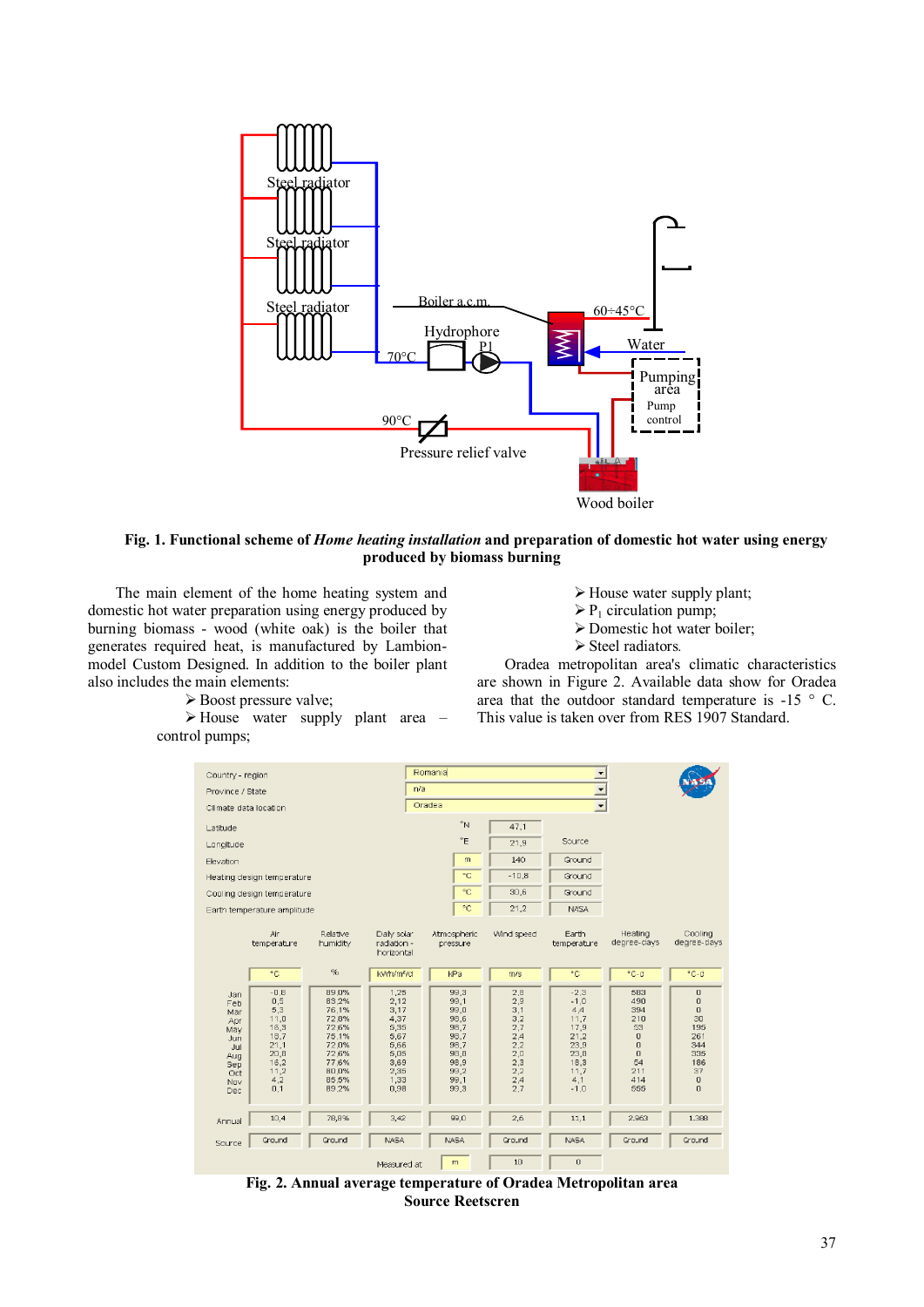**Fig. 1. Functional scheme of *Home heating installation* and preparation of domestic hot water using energy produced by biomass burning**

The main element of the home heating system and domestic hot water preparation using energy produced by burning biomass - wood (white oak) is the boiler that generates required heat, is manufactured by Lambion-model Custom Designed. In addition to the boiler plant also includes the main elements:

- ➢ Boost pressure valve;
- ➢ House water supply plant area – control pumps;
- ➢ House water supply plant;
- ➢ $P_1$ circulation pump;
- ➢ Domestic hot water boiler;
- ➢ Steel radiators.

Oradea metropolitan area's climatic characteristics are shown in Figure 2. Available data show for Oradea area that the outdoor standard temperature is -15 ° C. This value is taken over from RES 1907 Standard.

**Fig. 2. Annual average temperature of Oradea Metropolitan area Source Reetscren**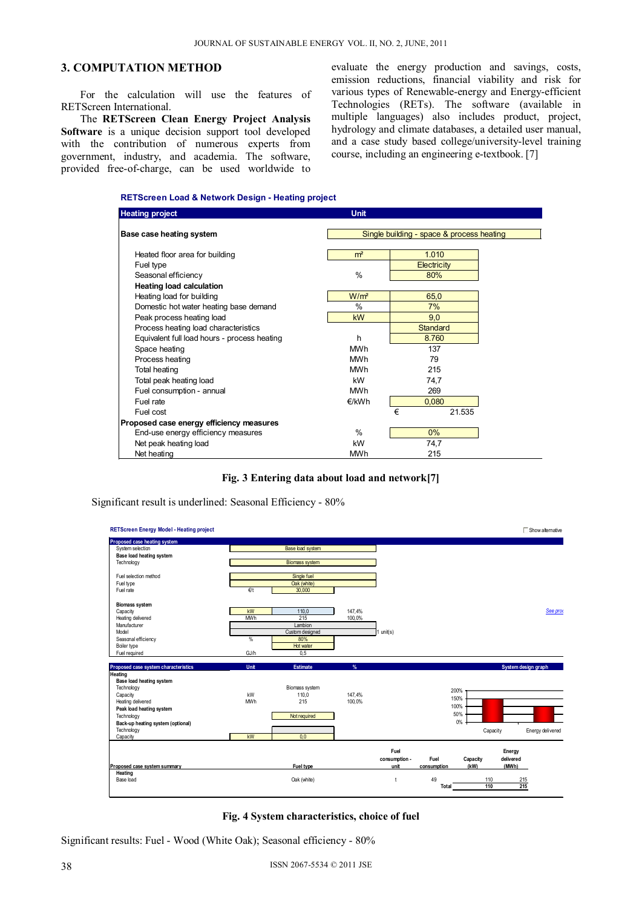## 3. COMPUTATION METHOD

For the calculation will use the features of RETScreen International.

The **RETScreen Clean Energy Project Analysis Software** is a unique decision support tool developed with the contribution of numerous experts from government, industry, and academia. The software, provided free-of-charge, can be used worldwide to evaluate the energy production and savings, costs, emission reductions, financial viability and risk for various types of Renewable-energy and Energy-efficient Technologies (RETs). The software (available in multiple languages) also includes product, project, hydrology and climate databases, a detailed user manual, and a case study based college/university-level training course, including an engineering e-textbook. [7]

**RETScreen Load & Network Design - Heating project**

| Heating project | Unit | |
|---|---|---|
| **Base case heating system** | Single building - space & process heating | |
| Heated floor area for building | m² | 1.010 |
| Fuel type | | Electricity |
| Seasonal efficiency | % | 80% |
| **Heating load calculation** | | |
| Heating load for building | W/m² | 65,0 |
| Domestic hot water heating base demand | % | 7% |
| Peak process heating load | kW | 9,0 |
| Process heating load characteristics | | Standard |
| Equivalent full load hours - process heating | h | 8.760 |
| Space heating | MWh | 137 |
| Process heating | MWh | 79 |
| Total heating | MWh | 215 |
| Total peak heating load | kW | 74,7 |
| Fuel consumption - annual | MWh | 269 |
| Fuel rate | €/kWh | 0,080 |
| Fuel cost | | € 21.535 |
| **Proposed case energy efficiency measures** | | |
| End-use energy efficiency measures | % | 0% |
| Net peak heating load | kW | 74,7 |
| Net heating | MWh | 215 |

**Fig. 3 Entering data about load and network[7]**

Significant result is underlined: Seasonal Efficiency - 80%

**RETScreen Energy Model - Heating project**

| Proposed case heating system | | | |
|---|---|---|---|
| System selection | | Base load system | |
| **Base load heating system** | | | |
| Technology | | Biomass system | |
| Fuel selection method | | Single fuel | |
| Fuel type | | Oak (white) | |
| Fuel rate | €/t | 30,000 | |
| **Biomass system** | | | |
| Capacity | kW | 110,0 | 147,4% |
| Heating delivered | MWh | 215 | 100,0% |
| Manufacturer | | Lambion | |
| Model | | Custom designed | 1 unit(s) |
| Seasonal efficiency | % | 80% | |
| Boiler type | | Hot water | |
| Fuel required | GJ/h | 0,5 | |

| Proposed case system characteristics | Unit | Estimate | % |
|---|---|---|---|
| **Heating** | | | |
| **Base load heating system** | | | |
| Technology | | Biomass system | |
| Capacity | kW | 110,0 | 147,4% |
| Heating delivered | MWh | 215 | 100,0% |
| **Peak load heating system** | | | |
| Technology | | Not required | |
| **Back-up heating system (optional)** | | | |
| Technology | | | |
| Capacity | kW | 0,0 | |

| Proposed case system summary | Fuel type | Fuel consumption - unit | Fuel consumption | Capacity (kW) | Energy delivered (MWh) |
|---|---|---|---|---|---|
| **Heating** | | | | | |
| Base load | Oak (white) | t | 49 | 110 | 215 |
| | | | Total | 110 | 215 |

**Fig. 4 System characteristics, choice of fuel**

Significant results: Fuel - Wood (White Oak); Seasonal efficiency - 80%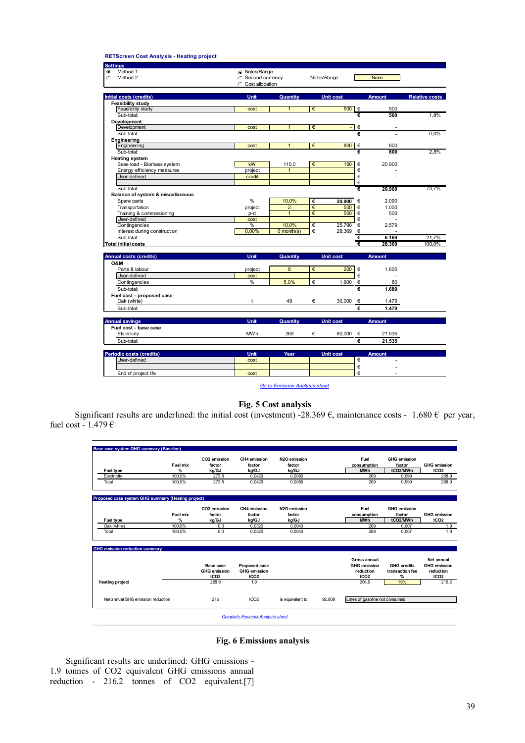**RETScreen Cost Analysis - Heating project**

| Settings | | | |
|---|---|---|---|
| ◉ Method 1 | ◉ Notes/Range | | |
| ○ Method 2 | ○ Second currency | Notes/Range | None |
| | ○ Cost allocation | | |

| Initial costs (credits) | Unit | Quantity | Unit cost | Amount | Relative costs |
|---|---|---|---|---|---|
| **Feasibility study** | | | | | |
| Feasibility study | cost | 1 | € 500 | € 500 | |
| Sub-total: | | | | € **500** | 1,8% |
| **Development** | | | | | |
| Development | cost | 1 | € - | € - | |
| Sub-total: | | | | € **-** | 0,0% |
| **Engineering** | | | | | |
| Engineering | cost | 1 | € 800 | € 800 | |
| Sub-total: | | | | € **800** | 2,8% |
| **Heating system** | | | | | |
| Base load - Biomass system | kW | 110,0 | € 190 | € 20.900 | |
| Energy efficiency measures | project | 1 | | € - | |
| User-defined | credit | | | € - | |
| | | | | € - | |
| Sub-total: | | | | € **20.900** | 73,7% |
| **Balance of system & miscellaneous** | | | | | |
| Spare parts | % | 10,0% | € **20.900** | € 2.090 | |
| Transportation | project | 2 | € 500 | € 1.000 | |
| Training & commissioning | p-d | 1 | € 500 | € 500 | |
| User-defined | cost | | | € - | |
| Contingencies | % | 10,0% | € 25.790 | € 2.579 | |
| Interest during construction | 0,00% | 0 month(s) | € 28.369 | € - | |
| Sub-total: | | | | € **6.169** | 21,7% |
| **Total initial costs** | | | | € **28.369** | 100,0% |

| Annual costs (credits) | Unit | Quantity | Unit cost | Amount |
|---|---|---|---|---|
| **O&M** | | | | |
| Parts & labour | project | 8 | € 200 | € 1.600 |
| User-defined | cost | | | € - |
| Contingencies | % | 5,0% | € 1.600 | € 80 |
| Sub-total: | | | | € **1.680** |
| **Fuel cost - proposed case** | | | | |
| Oak (white) | t | 49 | € 30,000 | € 1.479 |
| Sub-total: | | | | € **1.479** |

| Annual savings | Unit | Quantity | Unit cost | Amount |
|---|---|---|---|---|
| **Fuel cost - base case** | | | | |
| Electricity | MWh | 269 | € 80,000 | € 21.535 |
| Sub-total: | | | | € **21.535** |

| Periodic costs (credits) | Unit | Year | Unit cost | Amount |
|---|---|---|---|---|
| User-defined | cost | | | € - |
| | | | | € - |
| End of project life | cost | | | € - |

*Go to Emission Analysis sheet*

**Fig. 5 Cost analysis**

Significant results are underlined: the initial cost (investment) -28.369 €, maintenance costs - 1.680 € per year, fuel cost - 1.479 €

**Base case system GHG summary (Baseline)**

| Fuel type | Fuel mix % | CO2 emission factor kg/GJ | CH4 emission factor kg/GJ | N2O emission factor kg/GJ | Fuel consumption MWh | GHG emission factor tCO2/MWh | GHG emission tCO2 |
|---|---|---|---|---|---|---|---|
| Electricity | 100,0% | 273,8 | 0,0429 | 0,0086 | 269 | 0,999 | 268,9 |
| Total | 100,0% | 273,8 | 0,0429 | 0,0086 | 269 | 0,999 | 268,9 |

**Proposed case system GHG summary (Heating project)**

| Fuel type | Fuel mix % | CO2 emission factor kg/GJ | CH4 emission factor kg/GJ | N2O emission factor kg/GJ | Fuel consumption MWh | GHG emission factor tCO2/MWh | GHG emission tCO2 |
|---|---|---|---|---|---|---|---|
| Oak (white) | 100,0% | 0,0 | 0,0320 | 0,0040 | 269 | 0,007 | 1,9 |
| Total | 100,0% | 0,0 | 0,0320 | 0,0040 | 269 | 0,007 | 1,9 |

**GHG emission reduction summary**

| | Base case GHG emission tCO2 | Proposed case GHG emission tCO2 | Gross annual GHG emission reduction tCO2 | GHG credits transaction fee % | Net annual GHG emission reduction tCO2 |
|---|---|---|---|---|---|
| Heating project | 268,9 | 1,9 | 266,9 | 19% | 216,2 |

Net annual GHG emission reduction 216 tCO2 is equivalent to 92.809 Litres of gasoline not consumed

*Complete Financial Analysis sheet*

**Fig. 6 Emissions analysis**

Significant results are underlined: GHG emissions - 1.9 tonnes of $CO_2$ equivalent GHG emissions annual reduction - 216.2 tonnes of $CO_2$ equivalent.[7]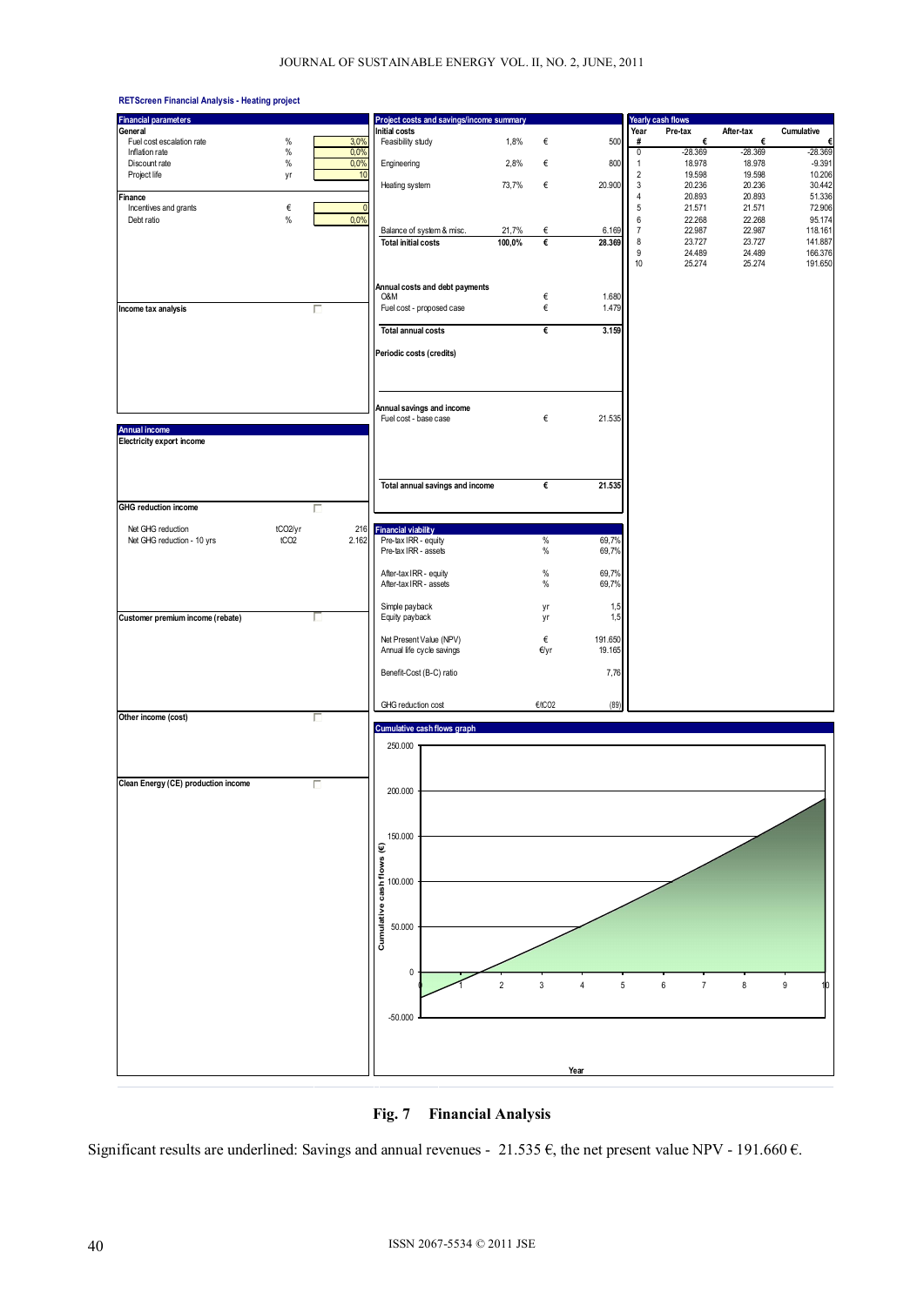**RETScreen Financial Analysis - Heating project**

**Financial parameters**

| General | | |
|---|---|---|
| Fuel cost escalation rate | % | 3,0% |
| Inflation rate | % | 0,0% |
| Discount rate | % | 0,0% |
| Project life | yr | 10 |
| **Finance** | | |
| Incentives and grants | € | 0 |
| Debt ratio | % | 0,0% |

**Income tax analysis**

**Annual income**

**Electricity export income**

**GHG reduction income**

| | | |
|---|---|---|
| Net GHG reduction | tCO2/yr | 216 |
| Net GHG reduction - 10 yrs | tCO2 | 2.162 |

**Customer premium income (rebate)**

**Other income (cost)**

**Clean Energy (CE) production income**

**Project costs and savings/income summary**

| Initial costs | | | |
|---|---|---|---|
| Feasibility study | 1,8% | € | 500 |
| Engineering | 2,8% | € | 800 |
| Heating system | 73,7% | € | 20.900 |
| Balance of system & misc. | 21,7% | € | 6.169 |
| **Total initial costs** | **100,0%** | **€** | **28.369** |

| Annual costs and debt payments | | |
|---|---|---|
| O&M | € | 1.680 |
| Fuel cost - proposed case | € | 1.479 |
| **Total annual costs** | **€** | **3.159** |

**Periodic costs (credits)**

| Annual savings and income | | |
|---|---|---|
| Fuel cost - base case | € | 21.535 |
| **Total annual savings and income** | **€** | **21.535** |

**Financial viability**

| | | |
|---|---|---|
| Pre-tax IRR - equity | % | 69,7% |
| Pre-tax IRR - assets | % | 69,7% |
| After-tax IRR - equity | % | 69,7% |
| After-tax IRR - assets | % | 69,7% |
| Simple payback | yr | 1,5 |
| Equity payback | yr | 1,5 |
| Net Present Value (NPV) | € | 191.650 |
| Annual life cycle savings | €/yr | 19.165 |
| Benefit-Cost (B-C) ratio | | 7,76 |
| GHG reduction cost | €/tCO2 | (89) |

**Yearly cash flows**

| Year # | Pre-tax € | After-tax € | Cumulative € |
|---|---|---|---|
| 0 | -28.369 | -28.369 | -28.369 |
| 1 | 18.978 | 18.978 | -9.391 |
| 2 | 19.598 | 19.598 | 10.206 |
| 3 | 20.236 | 20.236 | 30.442 |
| 4 | 20.893 | 20.893 | 51.336 |
| 5 | 21.571 | 21.571 | 72.906 |
| 6 | 22.268 | 22.268 | 95.174 |
| 7 | 22.987 | 22.987 | 118.161 |
| 8 | 23.727 | 23.727 | 141.887 |
| 9 | 24.489 | 24.489 | 166.376 |
| 10 | 25.274 | 25.274 | 191.650 |

**Cumulative cash flows graph**

**Fig. 7 Financial Analysis**

Significant results are underlined: Savings and annual revenues - 21.535 €, the net present value NPV - 191.660 €.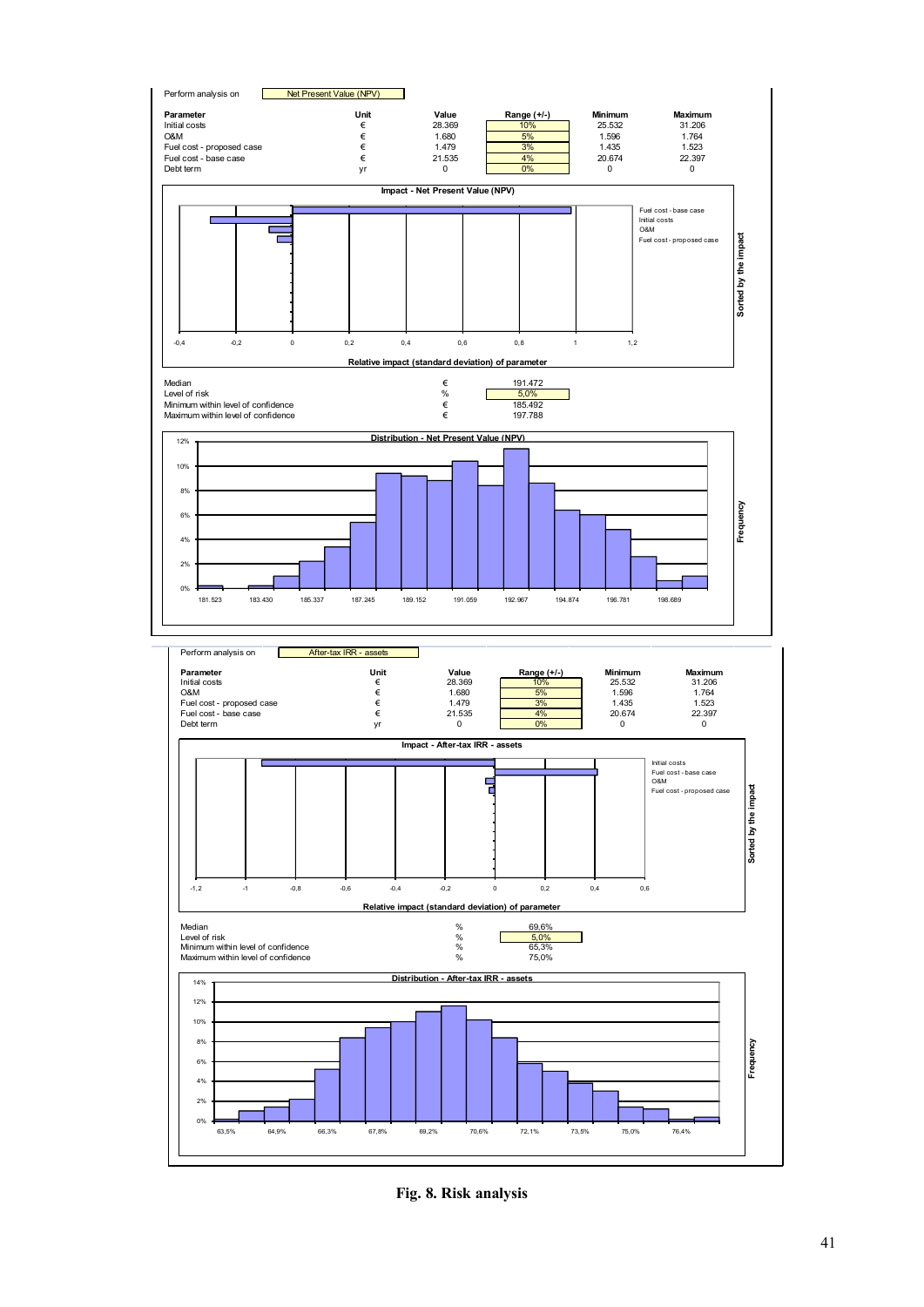Perform analysis on: Net Present Value (NPV)

| Parameter | Unit | Value | Range (+/-) | Minimum | Maximum |
|---|---|---|---|---|---|
| Initial costs | € | 28.369 | 10% | 25.532 | 31.206 |
| O&M | € | 1.680 | 5% | 1.596 | 1.764 |
| Fuel cost - proposed case | € | 1.479 | 3% | 1.435 | 1.523 |
| Fuel cost - base case | € | 21.535 | 4% | 20.674 | 22.397 |
| Debt term | yr | 0 | 0% | 0 | 0 |

**Impact - Net Present Value (NPV)**

Sorted by the impact: Fuel cost - base case; Initial costs; O&M; Fuel cost - proposed case

Relative impact (standard deviation) of parameter

| | | |
|---|---|---|
| Median | € | 191.472 |
| Level of risk | % | 5,0% |
| Minimum within level of confidence | € | 185.492 |
| Maximum within level of confidence | € | 197.788 |

**Distribution - Net Present Value (NPV)**

Perform analysis on: After-tax IRR - assets

| Parameter | Unit | Value | Range (+/-) | Minimum | Maximum |
|---|---|---|---|---|---|
| Initial costs | € | 28.369 | 10% | 25.532 | 31.206 |
| O&M | € | 1.680 | 5% | 1.596 | 1.764 |
| Fuel cost - proposed case | € | 1.479 | 3% | 1.435 | 1.523 |
| Fuel cost - base case | € | 21.535 | 4% | 20.674 | 22.397 |
| Debt term | yr | 0 | 0% | 0 | 0 |

**Impact - After-tax IRR - assets**

Sorted by the impact: Initial costs; Fuel cost - base case; O&M; Fuel cost - proposed case

Relative impact (standard deviation) of parameter

| | | |
|---|---|---|
| Median | % | 69,6% |
| Level of risk | % | 5,0% |
| Minimum within level of confidence | % | 65,3% |
| Maximum within level of confidence | % | 75,0% |

**Distribution - After-tax IRR - assets**

**Fig. 8. Risk analysis**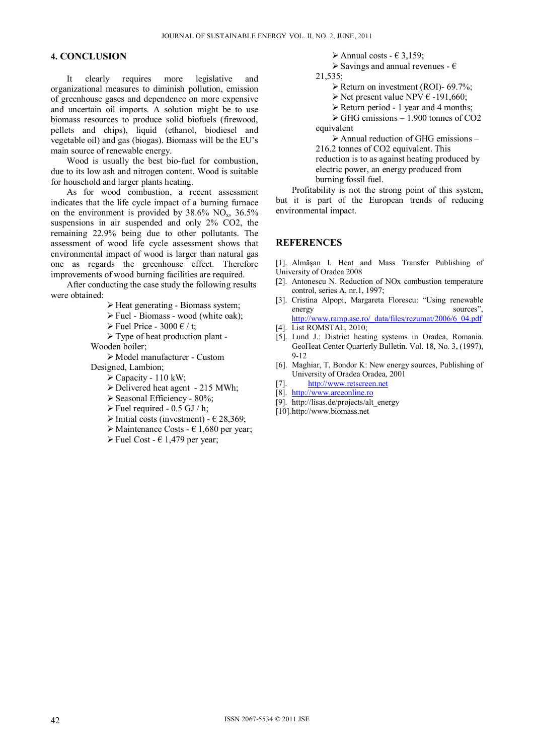## 4. CONCLUSION

It clearly requires more legislative and organizational measures to diminish pollution, emission of greenhouse gases and dependence on more expensive and uncertain oil imports. A solution might be to use biomass resources to produce solid biofuels (firewood, pellets and chips), liquid (ethanol, biodiesel and vegetable oil) and gas (biogas). Biomass will be the EU's main source of renewable energy.

Wood is usually the best bio-fuel for combustion, due to its low ash and nitrogen content. Wood is suitable for household and larger plants heating.

As for wood combustion, a recent assessment indicates that the life cycle impact of a burning furnace on the environment is provided by 38.6% $NO_x$, 36.5% suspensions in air suspended and only 2% CO2, the remaining 22.9% being due to other pollutants. The assessment of wood life cycle assessment shows that environmental impact of wood is larger than natural gas one as regards the greenhouse effect. Therefore improvements of wood burning facilities are required.

After conducting the case study the following results were obtained:

- Heat generating - Biomass system;
- Fuel - Biomass - wood (white oak);
- Fuel Price - 3000 € / t;
- Type of heat production plant - Wooden boiler;
- Model manufacturer - Custom Designed, Lambion;
- Capacity - 110 kW;
- Delivered heat agent - 215 MWh;
- Seasonal Efficiency - 80%;
- Fuel required - 0.5 GJ / h;
- Initial costs (investment) - € 28,369;
- Maintenance Costs - € 1,680 per year;
- Fuel Cost - € 1,479 per year;
- Annual costs - € 3,159;
- Savings and annual revenues - € 21,535;
- Return on investment (ROI)- 69.7%;
- Net present value NPV € -191,660;
- Return period - 1 year and 4 months;
- GHG emissions – 1.900 tonnes of CO2 equivalent
- Annual reduction of GHG emissions – 216.2 tonnes of CO2 equivalent. This reduction is to as against heating produced by electric power, an energy produced from burning fossil fuel.

Profitability is not the strong point of this system, but it is part of the European trends of reducing environmental impact.

## REFERENCES

[1]. Almăşan I. Heat and Mass Transfer Publishing of University of Oradea 2008

[2]. Antonescu N. Reduction of NOx combustion temperature control, series A, nr.1, 1997;

[3]. Cristina Alpopi, Margareta Florescu: "Using renewable energy sources", http://www.ramp.ase.ro/_data/files/rezumat/2006/6_04.pdf

[4]. List ROMSTAL, 2010;

[5]. Lund J.: District heating systems in Oradea, Romania. GeoHeat Center Quarterly Bulletin. Vol. 18, No. 3, (1997), 9-12

[6]. Maghiar, T, Bondor K: New energy sources, Publishing of University of Oradea Oradea, 2001

[7]. http://www.retscreen.net

[8]. http://www.arceonline.ro

[9]. http://lisas.de/projects/alt_energy

[10]. http://www.biomass.net